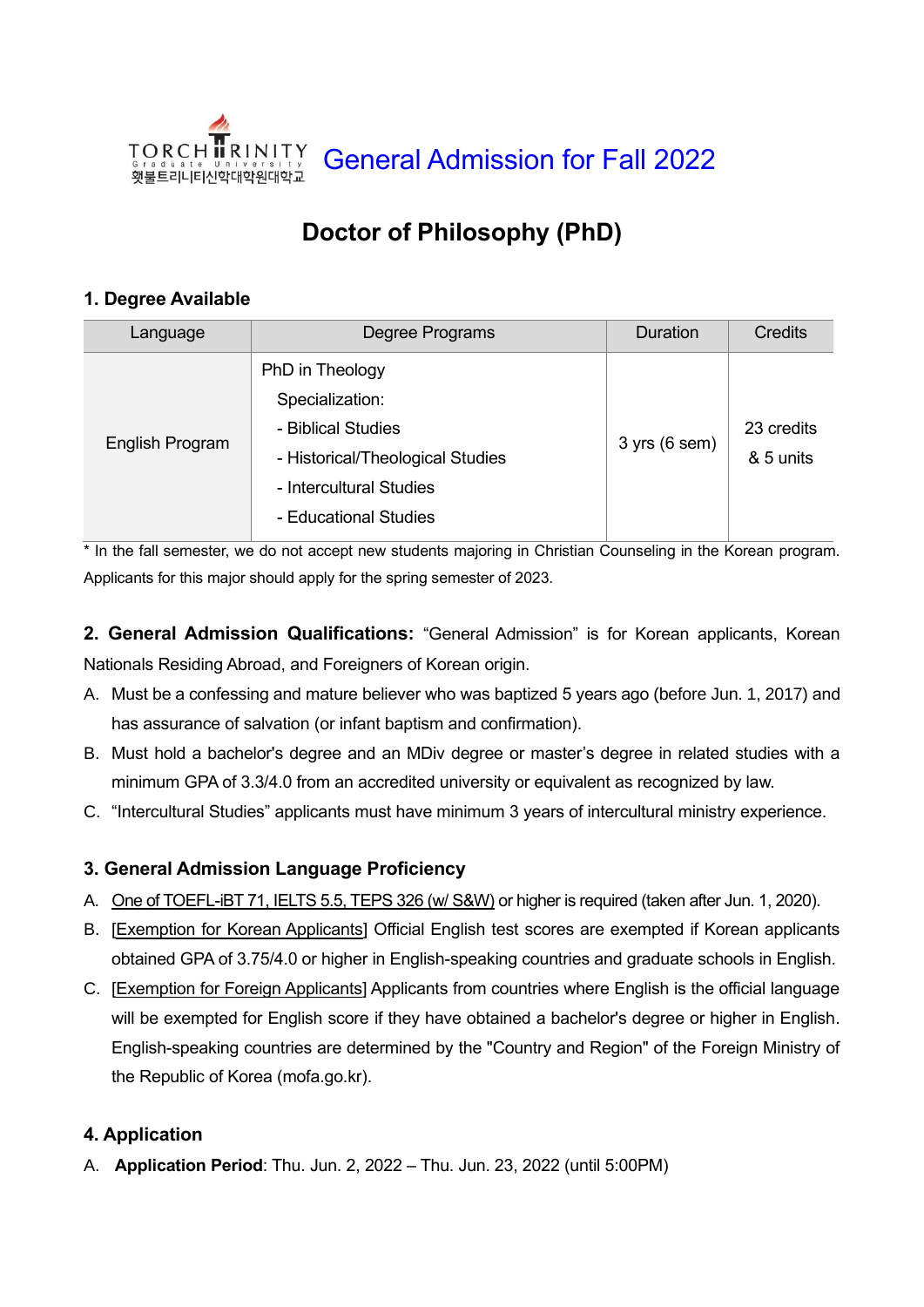TORCH TRINITY Graduate University 횃불트리니티신학대학원대학교

# General Admission for Fall 2022

## Doctor of Philosophy (PhD)

### 1. Degree Available

| Language | Degree Programs | Duration | Credits |
|---|---|---|---|
| English Program | PhD in Theology<br>Specialization:<br>- Biblical Studies<br>- Historical/Theological Studies<br>- Intercultural Studies<br>- Educational Studies | 3 yrs (6 sem) | 23 credits & 5 units |

* In the fall semester, we do not accept new students majoring in Christian Counseling in the Korean program. Applicants for this major should apply for the spring semester of 2023.

**2. General Admission Qualifications:** "General Admission" is for Korean applicants, Korean Nationals Residing Abroad, and Foreigners of Korean origin.

A. Must be a confessing and mature believer who was baptized 5 years ago (before Jun. 1, 2017) and has assurance of salvation (or infant baptism and confirmation).

B. Must hold a bachelor's degree and an MDiv degree or master's degree in related studies with a minimum GPA of 3.3/4.0 from an accredited university or equivalent as recognized by law.

C. "Intercultural Studies" applicants must have minimum 3 years of intercultural ministry experience.

### 3. General Admission Language Proficiency

A. One of TOEFL-iBT 71, IELTS 5.5, TEPS 326 (w/ S&W) or higher is required (taken after Jun. 1, 2020).

B. [Exemption for Korean Applicants] Official English test scores are exempted if Korean applicants obtained GPA of 3.75/4.0 or higher in English-speaking countries and graduate schools in English.

C. [Exemption for Foreign Applicants] Applicants from countries where English is the official language will be exempted for English score if they have obtained a bachelor's degree or higher in English. English-speaking countries are determined by the "Country and Region" of the Foreign Ministry of the Republic of Korea (mofa.go.kr).

### 4. Application

A. **Application Period**: Thu. Jun. 2, 2022 – Thu. Jun. 23, 2022 (until 5:00PM)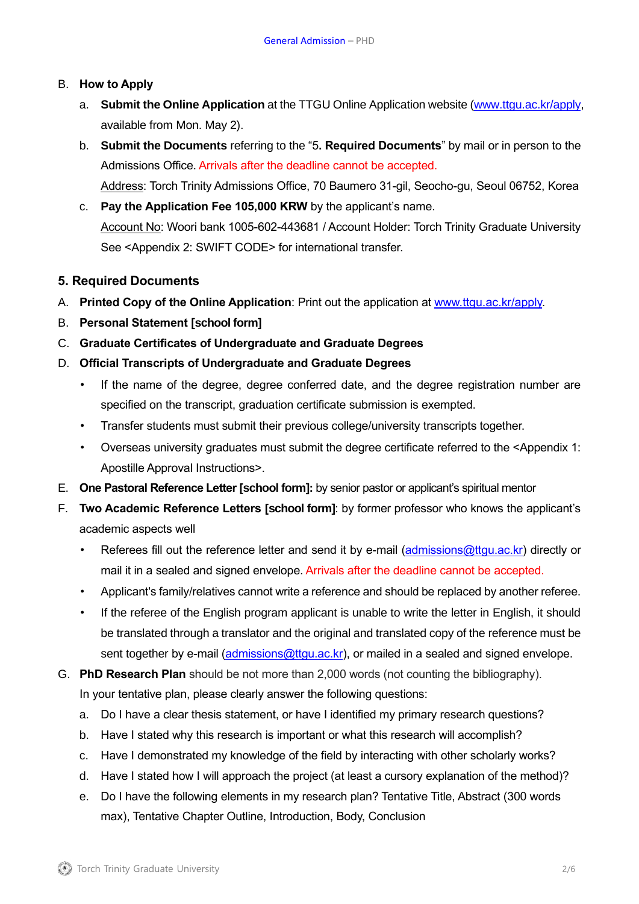B. **How to Apply**

   a. **Submit the Online Application** at the TTGU Online Application website (www.ttgu.ac.kr/apply, available from Mon. May 2).

   b. **Submit the Documents** referring to the "5**. Required Documents**" by mail or in person to the Admissions Office. Arrivals after the deadline cannot be accepted.

   Address: Torch Trinity Admissions Office, 70 Baumero 31-gil, Seocho-gu, Seoul 06752, Korea

   c. **Pay the Application Fee 105,000 KRW** by the applicant's name.

   Account No: Woori bank 1005-602-443681 / Account Holder: Torch Trinity Graduate University

   See <Appendix 2: SWIFT CODE> for international transfer.

## 5. Required Documents

A. **Printed Copy of the Online Application**: Print out the application at www.ttgu.ac.kr/apply.

B. **Personal Statement [school form]**

C. **Graduate Certificates of Undergraduate and Graduate Degrees**

D. **Official Transcripts of Undergraduate and Graduate Degrees**

   - If the name of the degree, degree conferred date, and the degree registration number are specified on the transcript, graduation certificate submission is exempted.
   - Transfer students must submit their previous college/university transcripts together.
   - Overseas university graduates must submit the degree certificate referred to the <Appendix 1: Apostille Approval Instructions>.

E. **One Pastoral Reference Letter [school form]:** by senior pastor or applicant's spiritual mentor

F. **Two Academic Reference Letters [school form]**: by former professor who knows the applicant's academic aspects well

   - Referees fill out the reference letter and send it by e-mail (admissions@ttgu.ac.kr) directly or mail it in a sealed and signed envelope. Arrivals after the deadline cannot be accepted.
   - Applicant's family/relatives cannot write a reference and should be replaced by another referee.
   - If the referee of the English program applicant is unable to write the letter in English, it should be translated through a translator and the original and translated copy of the reference must be sent together by e-mail (admissions@ttgu.ac.kr), or mailed in a sealed and signed envelope.

G. **PhD Research Plan** should be not more than 2,000 words (not counting the bibliography).

   In your tentative plan, please clearly answer the following questions:

   a. Do I have a clear thesis statement, or have I identified my primary research questions?

   b. Have I stated why this research is important or what this research will accomplish?

   c. Have I demonstrated my knowledge of the field by interacting with other scholarly works?

   d. Have I stated how I will approach the project (at least a cursory explanation of the method)?

   e. Do I have the following elements in my research plan? Tentative Title, Abstract (300 words max), Tentative Chapter Outline, Introduction, Body, Conclusion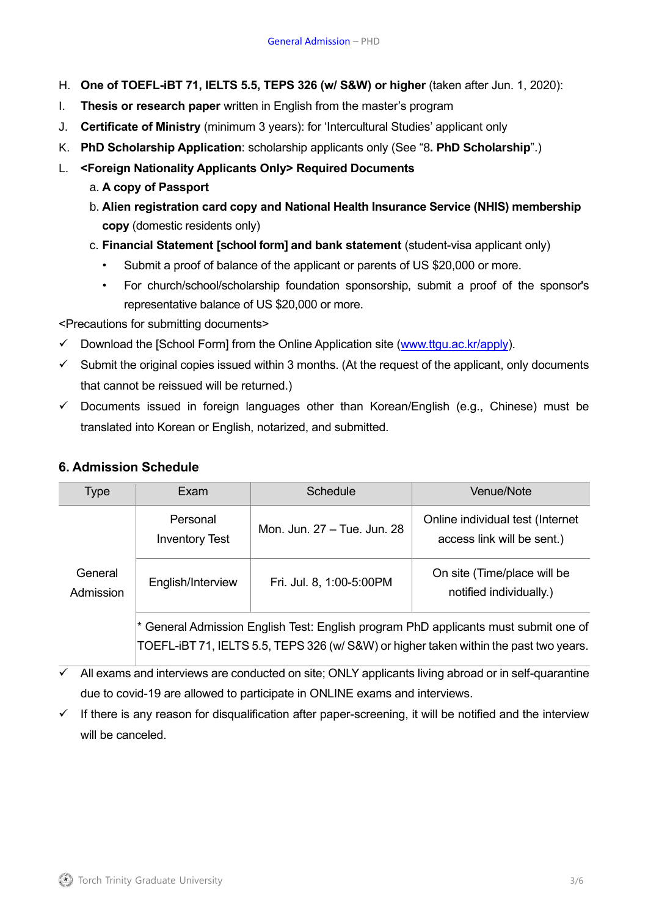H. **One of TOEFL-iBT 71, IELTS 5.5, TEPS 326 (w/ S&W) or higher** (taken after Jun. 1, 2020):

I. **Thesis or research paper** written in English from the master's program

J. **Certificate of Ministry** (minimum 3 years): for 'Intercultural Studies' applicant only

K. **PhD Scholarship Application**: scholarship applicants only (See "8**. PhD Scholarship**".)

L. **<Foreign Nationality Applicants Only> Required Documents**

   a. **A copy of Passport**

   b. **Alien registration card copy and National Health Insurance Service (NHIS) membership copy** (domestic residents only)

   c. **Financial Statement [school form] and bank statement** (student-visa applicant only)

   - Submit a proof of balance of the applicant or parents of US $20,000 or more.
   - For church/school/scholarship foundation sponsorship, submit a proof of the sponsor's representative balance of US $20,000 or more.

<Precautions for submitting documents>

✓ Download the [School Form] from the Online Application site (www.ttgu.ac.kr/apply).

✓ Submit the original copies issued within 3 months. (At the request of the applicant, only documents that cannot be reissued will be returned.)

✓ Documents issued in foreign languages other than Korean/English (e.g., Chinese) must be translated into Korean or English, notarized, and submitted.

### 6. Admission Schedule

| Type | Exam | Schedule | Venue/Note |
|---|---|---|---|
| General Admission | Personal Inventory Test | Mon. Jun. 27 – Tue. Jun. 28 | Online individual test (Internet access link will be sent.) |
| | English/Interview | Fri. Jul. 8, 1:00-5:00PM | On site (Time/place will be notified individually.) |
| | * General Admission English Test: English program PhD applicants must submit one of TOEFL-iBT 71, IELTS 5.5, TEPS 326 (w/ S&W) or higher taken within the past two years. | | |

✓ All exams and interviews are conducted on site; ONLY applicants living abroad or in self-quarantine due to covid-19 are allowed to participate in ONLINE exams and interviews.

✓ If there is any reason for disqualification after paper-screening, it will be notified and the interview will be canceled.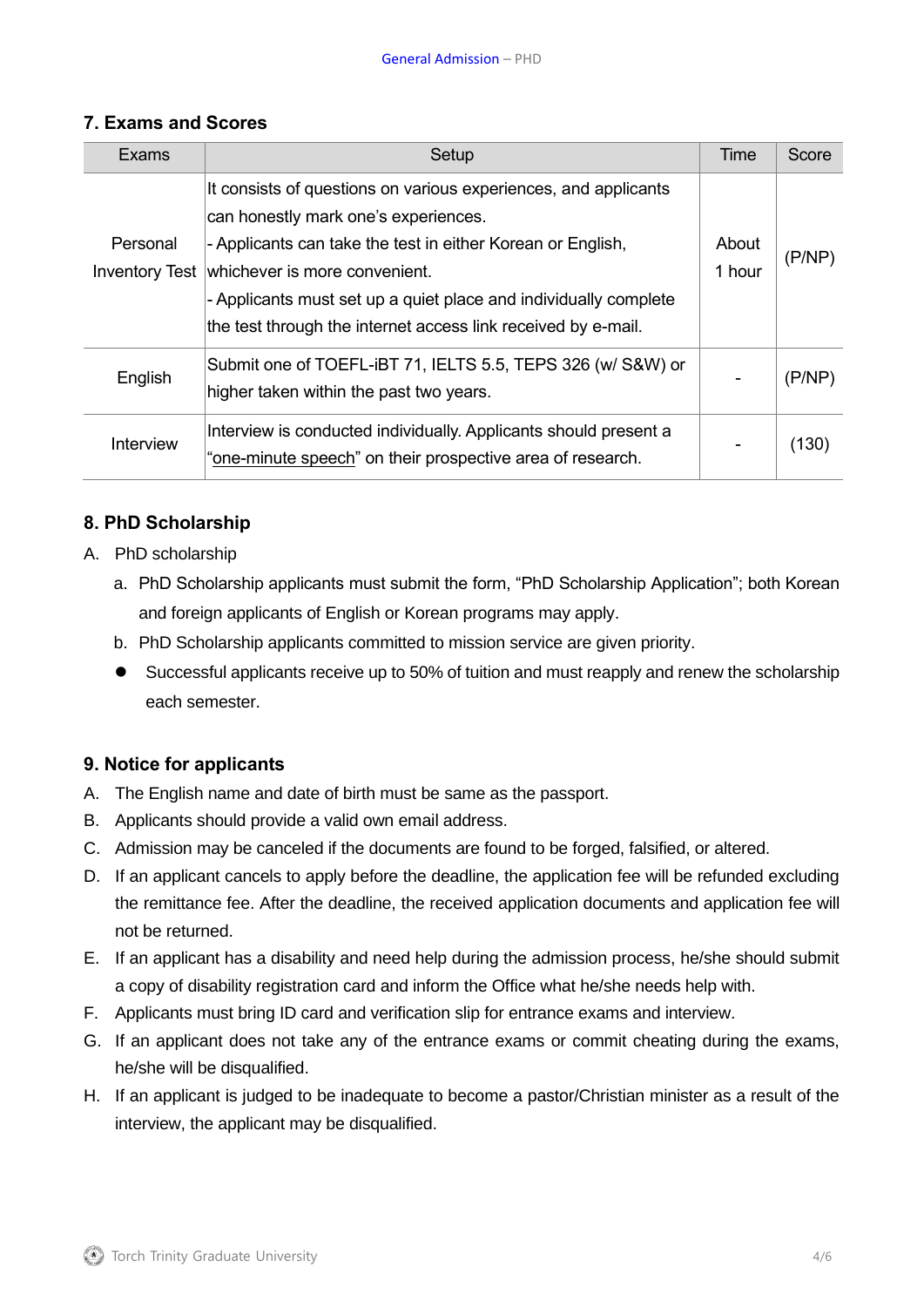## 7. Exams and Scores

| Exams | Setup | Time | Score |
|---|---|---|---|
| Personal Inventory Test | It consists of questions on various experiences, and applicants can honestly mark one's experiences.<br>- Applicants can take the test in either Korean or English, whichever is more convenient.<br>- Applicants must set up a quiet place and individually complete the test through the internet access link received by e-mail. | About 1 hour | (P/NP) |
| English | Submit one of TOEFL-iBT 71, IELTS 5.5, TEPS 326 (w/ S&W) or higher taken within the past two years. | - | (P/NP) |
| Interview | Interview is conducted individually. Applicants should present a "one-minute speech" on their prospective area of research. | - | (130) |

## 8. PhD Scholarship

A. PhD scholarship

a. PhD Scholarship applicants must submit the form, "PhD Scholarship Application"; both Korean and foreign applicants of English or Korean programs may apply.

b. PhD Scholarship applicants committed to mission service are given priority.

- Successful applicants receive up to 50% of tuition and must reapply and renew the scholarship each semester.

## 9. Notice for applicants

A. The English name and date of birth must be same as the passport.

B. Applicants should provide a valid own email address.

C. Admission may be canceled if the documents are found to be forged, falsified, or altered.

D. If an applicant cancels to apply before the deadline, the application fee will be refunded excluding the remittance fee. After the deadline, the received application documents and application fee will not be returned.

E. If an applicant has a disability and need help during the admission process, he/she should submit a copy of disability registration card and inform the Office what he/she needs help with.

F. Applicants must bring ID card and verification slip for entrance exams and interview.

G. If an applicant does not take any of the entrance exams or commit cheating during the exams, he/she will be disqualified.

H. If an applicant is judged to be inadequate to become a pastor/Christian minister as a result of the interview, the applicant may be disqualified.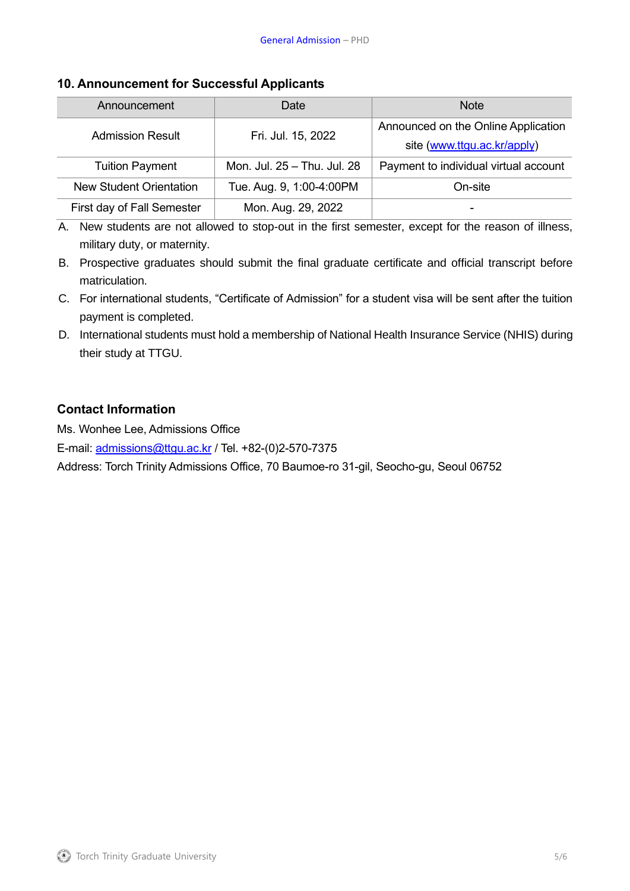## 10. Announcement for Successful Applicants

| Announcement | Date | Note |
|---|---|---|
| Admission Result | Fri. Jul. 15, 2022 | Announced on the Online Application site (www.ttgu.ac.kr/apply) |
| Tuition Payment | Mon. Jul. 25 – Thu. Jul. 28 | Payment to individual virtual account |
| New Student Orientation | Tue. Aug. 9, 1:00-4:00PM | On-site |
| First day of Fall Semester | Mon. Aug. 29, 2022 | - |

A. New students are not allowed to stop-out in the first semester, except for the reason of illness, military duty, or maternity.

B. Prospective graduates should submit the final graduate certificate and official transcript before matriculation.

C. For international students, "Certificate of Admission" for a student visa will be sent after the tuition payment is completed.

D. International students must hold a membership of National Health Insurance Service (NHIS) during their study at TTGU.

### Contact Information

Ms. Wonhee Lee, Admissions Office

E-mail: admissions@ttgu.ac.kr / Tel. +82-(0)2-570-7375

Address: Torch Trinity Admissions Office, 70 Baumoe-ro 31-gil, Seocho-gu, Seoul 06752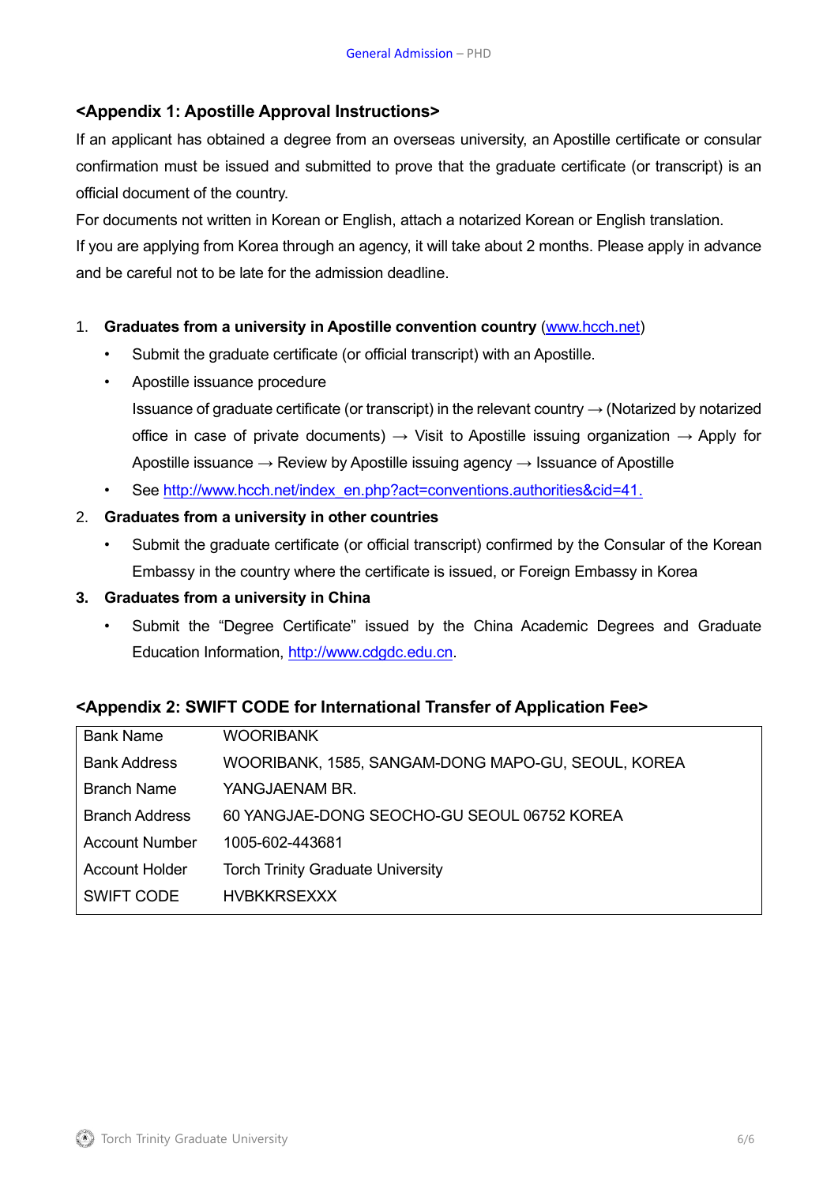## <Appendix 1: Apostille Approval Instructions>

If an applicant has obtained a degree from an overseas university, an Apostille certificate or consular confirmation must be issued and submitted to prove that the graduate certificate (or transcript) is an official document of the country.

For documents not written in Korean or English, attach a notarized Korean or English translation.

If you are applying from Korea through an agency, it will take about 2 months. Please apply in advance and be careful not to be late for the admission deadline.

1. **Graduates from a university in Apostille convention country** (www.hcch.net)
   - Submit the graduate certificate (or official transcript) with an Apostille.
   - Apostille issuance procedure

     Issuance of graduate certificate (or transcript) in the relevant country → (Notarized by notarized office in case of private documents) → Visit to Apostille issuing organization → Apply for Apostille issuance → Review by Apostille issuing agency → Issuance of Apostille
   - See http://www.hcch.net/index_en.php?act=conventions.authorities&cid=41.
2. **Graduates from a university in other countries**
   - Submit the graduate certificate (or official transcript) confirmed by the Consular of the Korean Embassy in the country where the certificate is issued, or Foreign Embassy in Korea
3. **Graduates from a university in China**
   - Submit the "Degree Certificate" issued by the China Academic Degrees and Graduate Education Information, http://www.cdgdc.edu.cn.

## <Appendix 2: SWIFT CODE for International Transfer of Application Fee>

| | |
|---|---|
| Bank Name | WOORIBANK |
| Bank Address | WOORIBANK, 1585, SANGAM-DONG MAPO-GU, SEOUL, KOREA |
| Branch Name | YANGJAENAM BR. |
| Branch Address | 60 YANGJAE-DONG SEOCHO-GU SEOUL 06752 KOREA |
| Account Number | 1005-602-443681 |
| Account Holder | Torch Trinity Graduate University |
| SWIFT CODE | HVBKKRSEXXX |